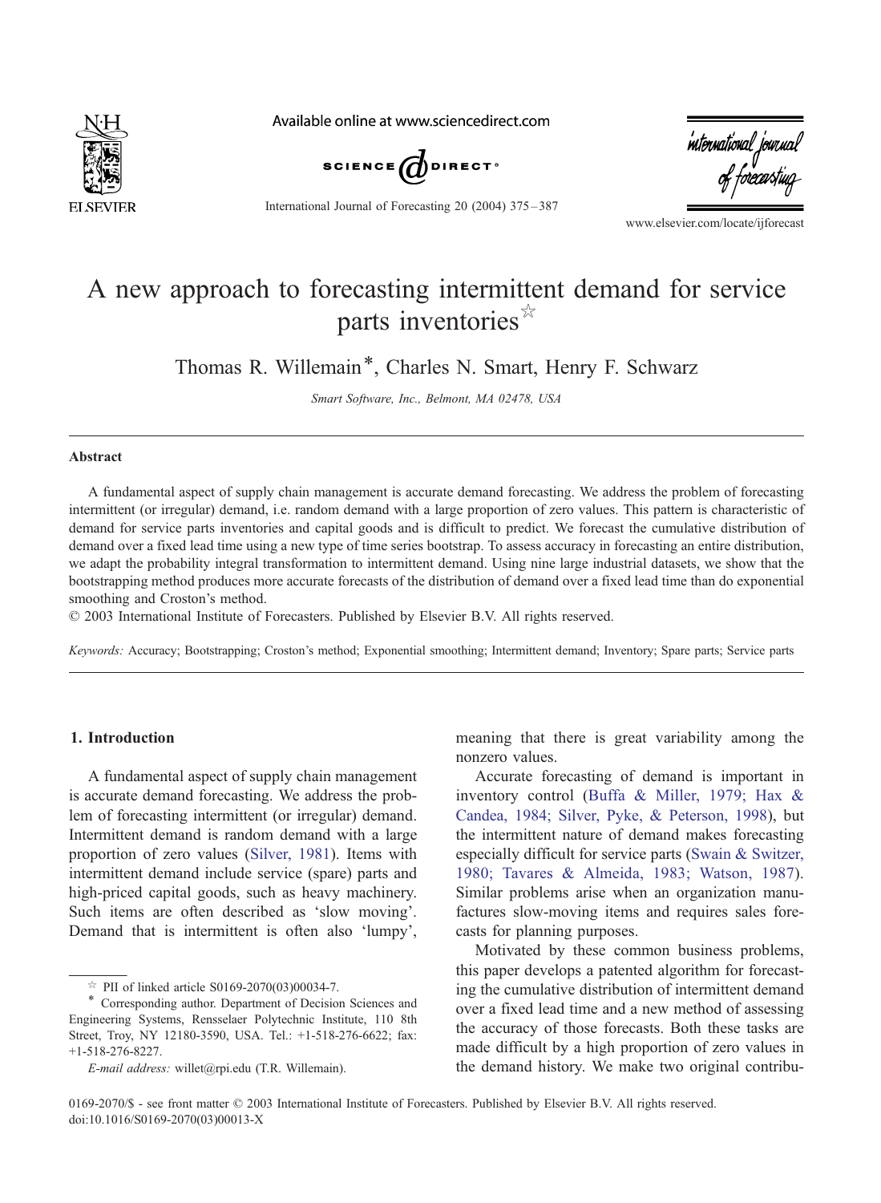# A new approach to forecasting intermittent demand for service parts inventories ☆

Thomas R. Willemain*, Charles N. Smart, Henry F. Schwarz

*Smart Software, Inc., Belmont, MA 02478, USA*

---

### Abstract

A fundamental aspect of supply chain management is accurate demand forecasting. We address the problem of forecasting intermittent (or irregular) demand, i.e. random demand with a large proportion of zero values. This pattern is characteristic of demand for service parts inventories and capital goods and is difficult to predict. We forecast the cumulative distribution of demand over a fixed lead time using a new type of time series bootstrap. To assess accuracy in forecasting an entire distribution, we adapt the probability integral transformation to intermittent demand. Using nine large industrial datasets, we show that the bootstrapping method produces more accurate forecasts of the distribution of demand over a fixed lead time than do exponential smoothing and Croston's method.

© 2003 International Institute of Forecasters. Published by Elsevier B.V. All rights reserved.

*Keywords:* Accuracy; Bootstrapping; Croston's method; Exponential smoothing; Intermittent demand; Inventory; Spare parts; Service parts

---

## 1. Introduction

A fundamental aspect of supply chain management is accurate demand forecasting. We address the problem of forecasting intermittent (or irregular) demand. Intermittent demand is random demand with a large proportion of zero values (Silver, 1981). Items with intermittent demand include service (spare) parts and high-priced capital goods, such as heavy machinery. Such items are often described as 'slow moving'. Demand that is intermittent is often also 'lumpy', meaning that there is great variability among the nonzero values.

Accurate forecasting of demand is important in inventory control (Buffa & Miller, 1979; Hax & Candea, 1984; Silver, Pyke, & Peterson, 1998), but the intermittent nature of demand makes forecasting especially difficult for service parts (Swain & Switzer, 1980; Tavares & Almeida, 1983; Watson, 1987). Similar problems arise when an organization manufactures slow-moving items and requires sales forecasts for planning purposes.

Motivated by these common business problems, this paper develops a patented algorithm for forecasting the cumulative distribution of intermittent demand over a fixed lead time and a new method of assessing the accuracy of those forecasts. Both these tasks are made difficult by a high proportion of zero values in the demand history. We make two original contribu-

---

☆ PII of linked article S0169-2070(03)00034-7.

\* Corresponding author. Department of Decision Sciences and Engineering Systems, Rensselaer Polytechnic Institute, 110 8th Street, Troy, NY 12180-3590, USA. Tel.: +1-518-276-6622; fax: +1-518-276-8227.

*E-mail address:* willet@rpi.edu (T.R. Willemain).

0169-2070/$ - see front matter © 2003 International Institute of Forecasters. Published by Elsevier B.V. All rights reserved.
doi:10.1016/S0169-2070(03)00013-X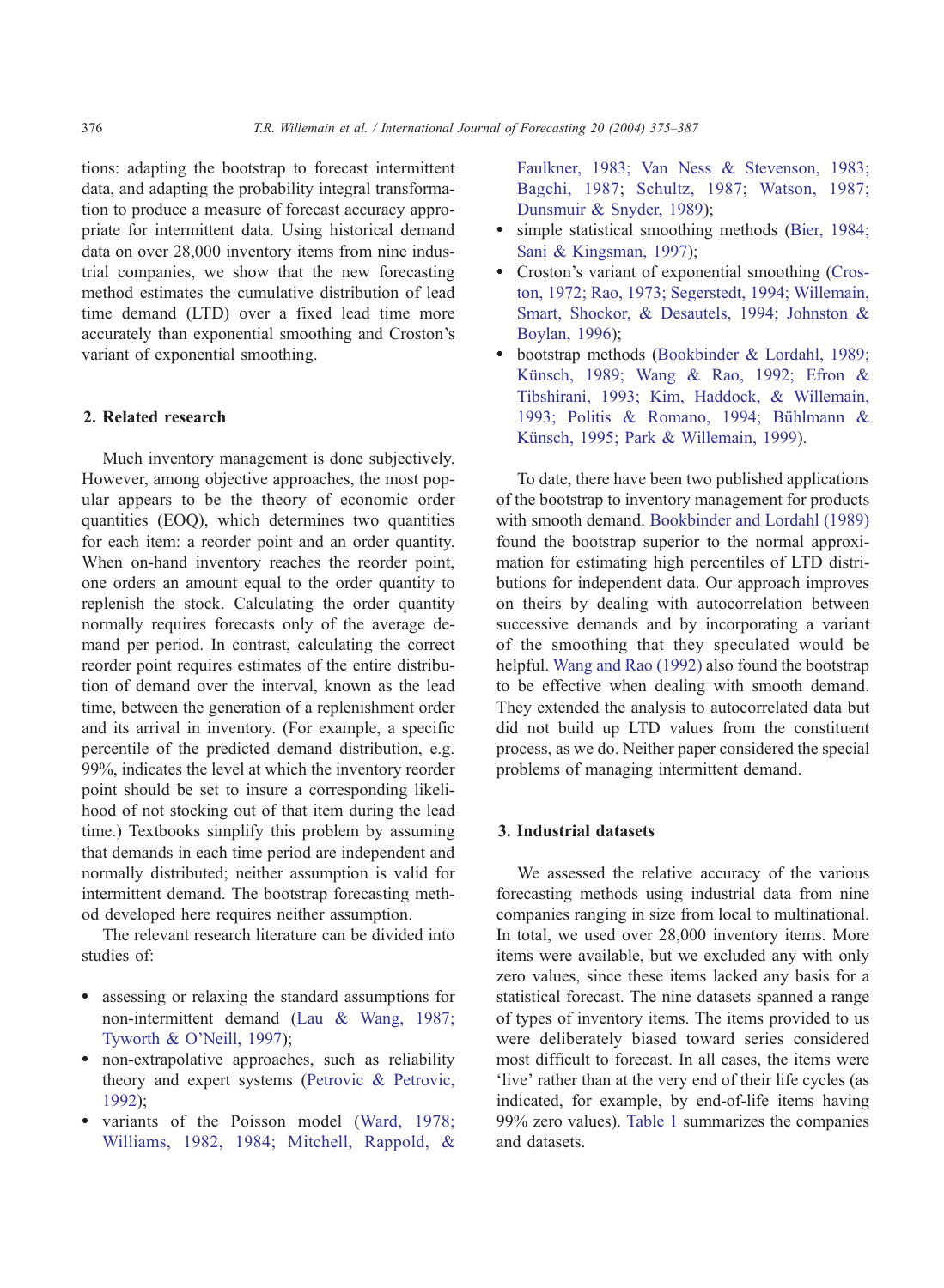tions: adapting the bootstrap to forecast intermittent data, and adapting the probability integral transformation to produce a measure of forecast accuracy appropriate for intermittent data. Using historical demand data on over 28,000 inventory items from nine industrial companies, we show that the new forecasting method estimates the cumulative distribution of lead time demand (LTD) over a fixed lead time more accurately than exponential smoothing and Croston's variant of exponential smoothing.

## 2. Related research

Much inventory management is done subjectively. However, among objective approaches, the most popular appears to be the theory of economic order quantities (EOQ), which determines two quantities for each item: a reorder point and an order quantity. When on-hand inventory reaches the reorder point, one orders an amount equal to the order quantity to replenish the stock. Calculating the order quantity normally requires forecasts only of the average demand per period. In contrast, calculating the correct reorder point requires estimates of the entire distribution of demand over the interval, known as the lead time, between the generation of a replenishment order and its arrival in inventory. (For example, a specific percentile of the predicted demand distribution, e.g. 99%, indicates the level at which the inventory reorder point should be set to insure a corresponding likelihood of not stocking out of that item during the lead time.) Textbooks simplify this problem by assuming that demands in each time period are independent and normally distributed; neither assumption is valid for intermittent demand. The bootstrap forecasting method developed here requires neither assumption.

The relevant research literature can be divided into studies of:

- assessing or relaxing the standard assumptions for non-intermittent demand (Lau & Wang, 1987; Tyworth & O'Neill, 1997);
- non-extrapolative approaches, such as reliability theory and expert systems (Petrovic & Petrovic, 1992);
- variants of the Poisson model (Ward, 1978; Williams, 1982, 1984; Mitchell, Rappold, & Faulkner, 1983; Van Ness & Stevenson, 1983; Bagchi, 1987; Schultz, 1987; Watson, 1987; Dunsmuir & Snyder, 1989);
- simple statistical smoothing methods (Bier, 1984; Sani & Kingsman, 1997);
- Croston's variant of exponential smoothing (Croston, 1972; Rao, 1973; Segerstedt, 1994; Willemain, Smart, Shockor, & Desautels, 1994; Johnston & Boylan, 1996);
- bootstrap methods (Bookbinder & Lordahl, 1989; Künsch, 1989; Wang & Rao, 1992; Efron & Tibshirani, 1993; Kim, Haddock, & Willemain, 1993; Politis & Romano, 1994; Bühlmann & Künsch, 1995; Park & Willemain, 1999).

To date, there have been two published applications of the bootstrap to inventory management for products with smooth demand. Bookbinder and Lordahl (1989) found the bootstrap superior to the normal approximation for estimating high percentiles of LTD distributions for independent data. Our approach improves on theirs by dealing with autocorrelation between successive demands and by incorporating a variant of the smoothing that they speculated would be helpful. Wang and Rao (1992) also found the bootstrap to be effective when dealing with smooth demand. They extended the analysis to autocorrelated data but did not build up LTD values from the constituent process, as we do. Neither paper considered the special problems of managing intermittent demand.

## 3. Industrial datasets

We assessed the relative accuracy of the various forecasting methods using industrial data from nine companies ranging in size from local to multinational. In total, we used over 28,000 inventory items. More items were available, but we excluded any with only zero values, since these items lacked any basis for a statistical forecast. The nine datasets spanned a range of types of inventory items. The items provided to us were deliberately biased toward series considered most difficult to forecast. In all cases, the items were 'live' rather than at the very end of their life cycles (as indicated, for example, by end-of-life items having 99% zero values). Table 1 summarizes the companies and datasets.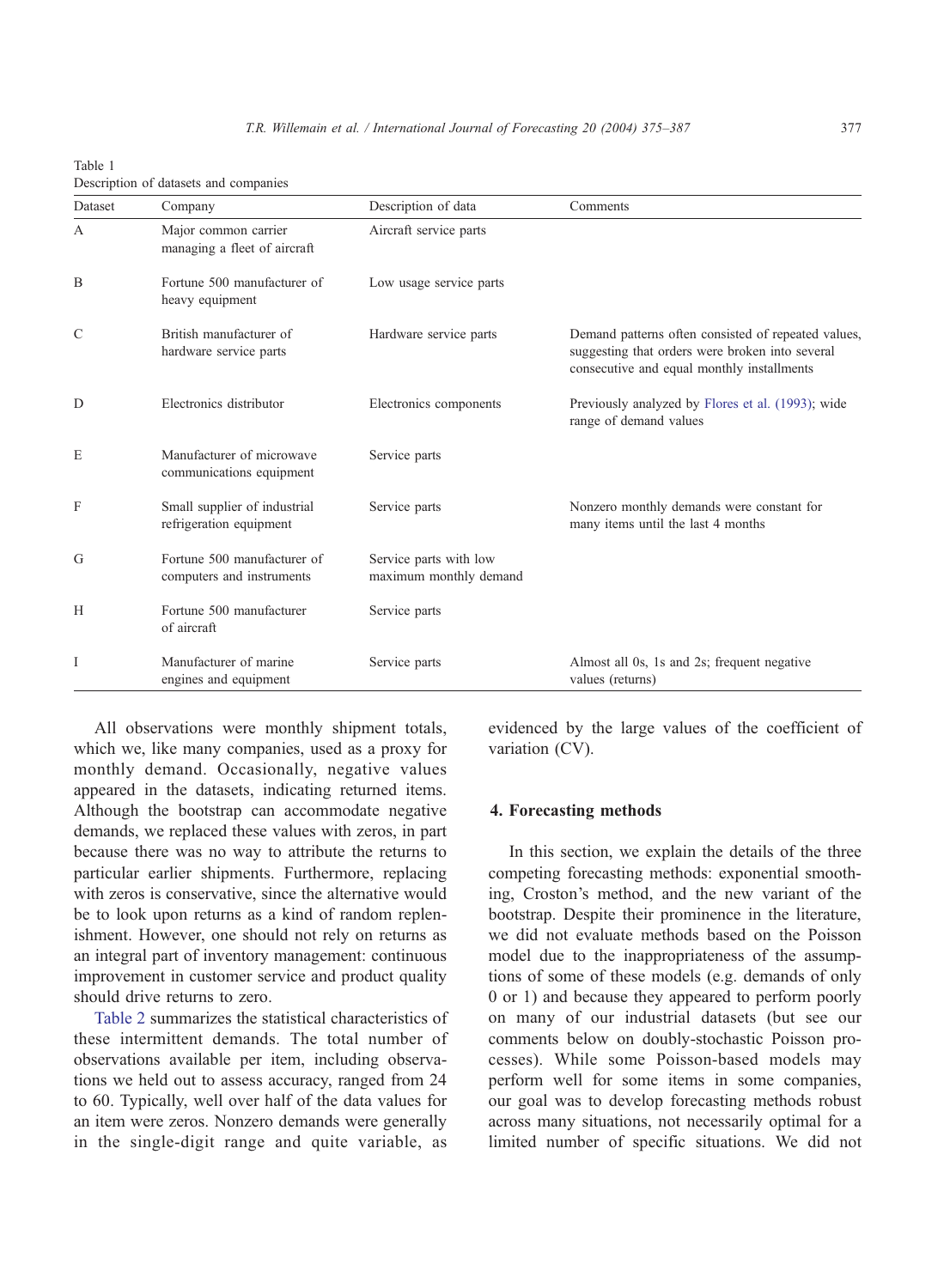Table 1
Description of datasets and companies

| Dataset | Company | Description of data | Comments |
|---|---|---|---|
| A | Major common carrier managing a fleet of aircraft | Aircraft service parts | |
| B | Fortune 500 manufacturer of heavy equipment | Low usage service parts | |
| C | British manufacturer of hardware service parts | Hardware service parts | Demand patterns often consisted of repeated values, suggesting that orders were broken into several consecutive and equal monthly installments |
| D | Electronics distributor | Electronics components | Previously analyzed by Flores et al. (1993); wide range of demand values |
| E | Manufacturer of microwave communications equipment | Service parts | |
| F | Small supplier of industrial refrigeration equipment | Service parts | Nonzero monthly demands were constant for many items until the last 4 months |
| G | Fortune 500 manufacturer of computers and instruments | Service parts with low maximum monthly demand | |
| H | Fortune 500 manufacturer of aircraft | Service parts | |
| I | Manufacturer of marine engines and equipment | Service parts | Almost all 0s, 1s and 2s; frequent negative values (returns) |

All observations were monthly shipment totals, which we, like many companies, used as a proxy for monthly demand. Occasionally, negative values appeared in the datasets, indicating returned items. Although the bootstrap can accommodate negative demands, we replaced these values with zeros, in part because there was no way to attribute the returns to particular earlier shipments. Furthermore, replacing with zeros is conservative, since the alternative would be to look upon returns as a kind of random replenishment. However, one should not rely on returns as an integral part of inventory management: continuous improvement in customer service and product quality should drive returns to zero.

Table 2 summarizes the statistical characteristics of these intermittent demands. The total number of observations available per item, including observations we held out to assess accuracy, ranged from 24 to 60. Typically, well over half of the data values for an item were zeros. Nonzero demands were generally in the single-digit range and quite variable, as evidenced by the large values of the coefficient of variation (CV).

## 4. Forecasting methods

In this section, we explain the details of the three competing forecasting methods: exponential smoothing, Croston's method, and the new variant of the bootstrap. Despite their prominence in the literature, we did not evaluate methods based on the Poisson model due to the inappropriateness of the assumptions of some of these models (e.g. demands of only 0 or 1) and because they appeared to perform poorly on many of our industrial datasets (but see our comments below on doubly-stochastic Poisson processes). While some Poisson-based models may perform well for some items in some companies, our goal was to develop forecasting methods robust across many situations, not necessarily optimal for a limited number of specific situations. We did not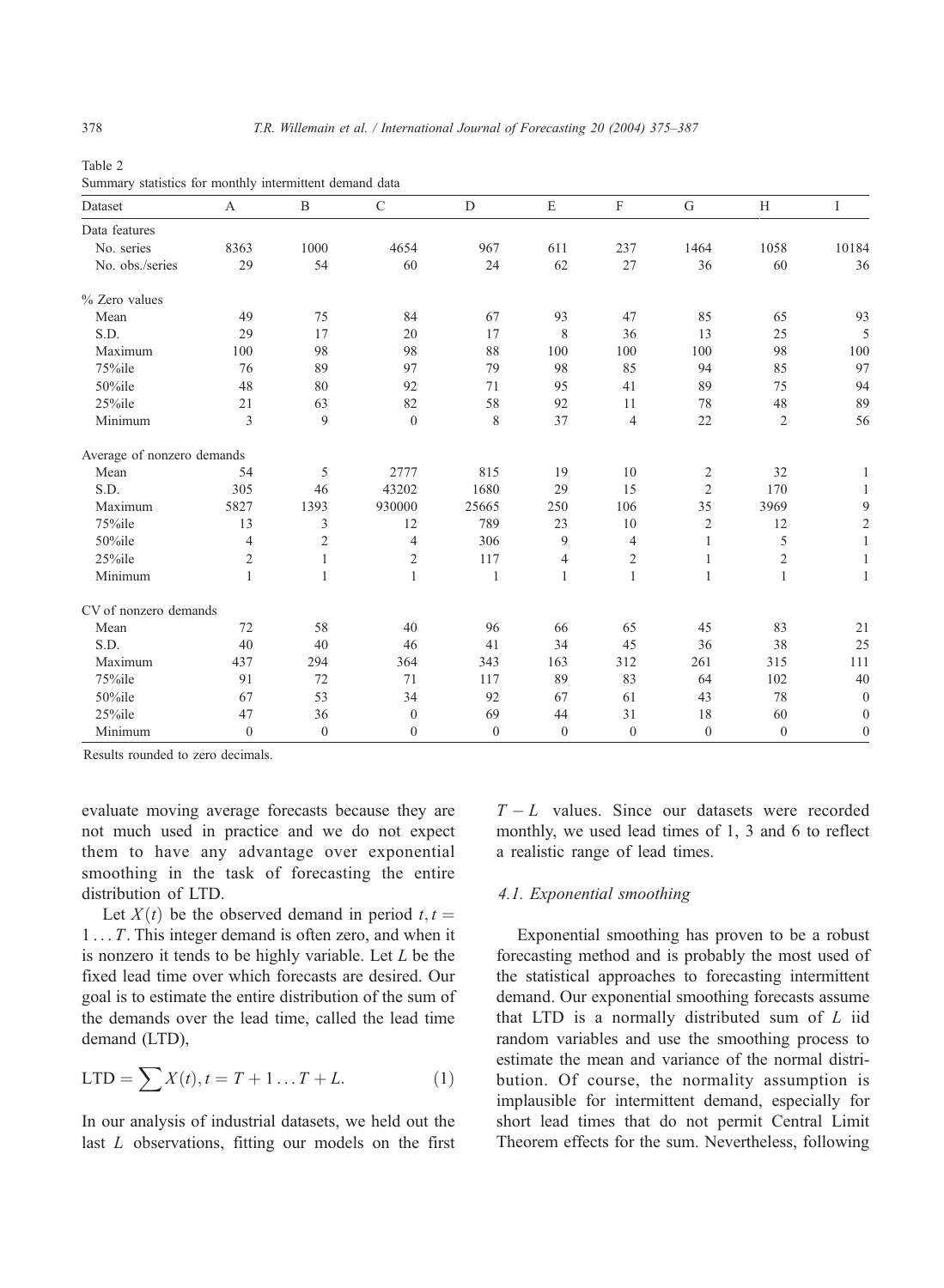Table 2
Summary statistics for monthly intermittent demand data

| Dataset | A | B | C | D | E | F | G | H | I |
|---|---|---|---|---|---|---|---|---|---|
| Data features | | | | | | | | | |
| No. series | 8363 | 1000 | 4654 | 967 | 611 | 237 | 1464 | 1058 | 10184 |
| No. obs./series | 29 | 54 | 60 | 24 | 62 | 27 | 36 | 60 | 36 |
| % Zero values | | | | | | | | | |
| Mean | 49 | 75 | 84 | 67 | 93 | 47 | 85 | 65 | 93 |
| S.D. | 29 | 17 | 20 | 17 | 8 | 36 | 13 | 25 | 5 |
| Maximum | 100 | 98 | 98 | 88 | 100 | 100 | 100 | 98 | 100 |
| 75%ile | 76 | 89 | 97 | 79 | 98 | 85 | 94 | 85 | 97 |
| 50%ile | 48 | 80 | 92 | 71 | 95 | 41 | 89 | 75 | 94 |
| 25%ile | 21 | 63 | 82 | 58 | 92 | 11 | 78 | 48 | 89 |
| Minimum | 3 | 9 | 0 | 8 | 37 | 4 | 22 | 2 | 56 |
| Average of nonzero demands | | | | | | | | | |
| Mean | 54 | 5 | 2777 | 815 | 19 | 10 | 2 | 32 | 1 |
| S.D. | 305 | 46 | 43202 | 1680 | 29 | 15 | 2 | 170 | 1 |
| Maximum | 5827 | 1393 | 930000 | 25665 | 250 | 106 | 35 | 3969 | 9 |
| 75%ile | 13 | 3 | 12 | 789 | 23 | 10 | 2 | 12 | 2 |
| 50%ile | 4 | 2 | 4 | 306 | 9 | 4 | 1 | 5 | 1 |
| 25%ile | 2 | 1 | 2 | 117 | 4 | 2 | 1 | 2 | 1 |
| Minimum | 1 | 1 | 1 | 1 | 1 | 1 | 1 | 1 | 1 |
| CV of nonzero demands | | | | | | | | | |
| Mean | 72 | 58 | 40 | 96 | 66 | 65 | 45 | 83 | 21 |
| S.D. | 40 | 40 | 46 | 41 | 34 | 45 | 36 | 38 | 25 |
| Maximum | 437 | 294 | 364 | 343 | 163 | 312 | 261 | 315 | 111 |
| 75%ile | 91 | 72 | 71 | 117 | 89 | 83 | 64 | 102 | 40 |
| 50%ile | 67 | 53 | 34 | 92 | 67 | 61 | 43 | 78 | 0 |
| 25%ile | 47 | 36 | 0 | 69 | 44 | 31 | 18 | 60 | 0 |
| Minimum | 0 | 0 | 0 | 0 | 0 | 0 | 0 | 0 | 0 |

Results rounded to zero decimals.

evaluate moving average forecasts because they are not much used in practice and we do not expect them to have any advantage over exponential smoothing in the task of forecasting the entire distribution of LTD.

Let $X(t)$ be the observed demand in period $t, t = 1 \ldots T$. This integer demand is often zero, and when it is nonzero it tends to be highly variable. Let $L$ be the fixed lead time over which forecasts are desired. Our goal is to estimate the entire distribution of the sum of the demands over the lead time, called the lead time demand (LTD),

$$\mathrm{LTD} = \sum X(t), t = T + 1 \ldots T + L. \tag{1}$$

In our analysis of industrial datasets, we held out the last $L$ observations, fitting our models on the first $T - L$ values. Since our datasets were recorded monthly, we used lead times of 1, 3 and 6 to reflect a realistic range of lead times.

### 4.1. Exponential smoothing

Exponential smoothing has proven to be a robust forecasting method and is probably the most used of the statistical approaches to forecasting intermittent demand. Our exponential smoothing forecasts assume that LTD is a normally distributed sum of $L$ iid random variables and use the smoothing process to estimate the mean and variance of the normal distribution. Of course, the normality assumption is implausible for intermittent demand, especially for short lead times that do not permit Central Limit Theorem effects for the sum. Nevertheless, following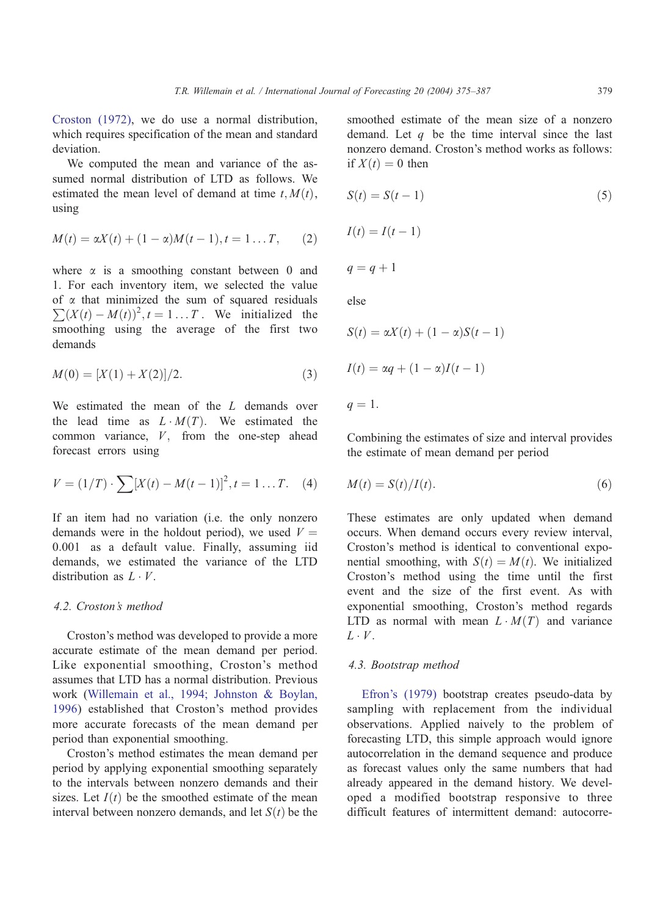Croston (1972), we do use a normal distribution, which requires specification of the mean and standard deviation.

We computed the mean and variance of the assumed normal distribution of LTD as follows. We estimated the mean level of demand at time $t, M(t)$, using

$$M(t) = \alpha X(t) + (1 - \alpha)M(t - 1), t = 1 \ldots T, \tag{2}$$

where $\alpha$ is a smoothing constant between 0 and 1. For each inventory item, we selected the value of $\alpha$ that minimized the sum of squared residuals $\sum(X(t) - M(t))^2, t = 1 \ldots T$. We initialized the smoothing using the average of the first two demands

$$M(0) = [X(1) + X(2)]/2. \tag{3}$$

We estimated the mean of the $L$ demands over the lead time as $L \cdot M(T)$. We estimated the common variance, $V$, from the one-step ahead forecast errors using

$$V = (1/T) \cdot \sum [X(t) - M(t-1)]^2, t = 1 \ldots T. \tag{4}$$

If an item had no variation (i.e. the only nonzero demands were in the holdout period), we used $V = 0.001$ as a default value. Finally, assuming iid demands, we estimated the variance of the LTD distribution as $L \cdot V$.

### 4.2. Croston's method

Croston's method was developed to provide a more accurate estimate of the mean demand per period. Like exponential smoothing, Croston's method assumes that LTD has a normal distribution. Previous work (Willemain et al., 1994; Johnston & Boylan, 1996) established that Croston's method provides more accurate forecasts of the mean demand per period than exponential smoothing.

Croston's method estimates the mean demand per period by applying exponential smoothing separately to the intervals between nonzero demands and their sizes. Let $I(t)$ be the smoothed estimate of the mean interval between nonzero demands, and let $S(t)$ be the smoothed estimate of the mean size of a nonzero demand. Let $q$ be the time interval since the last nonzero demand. Croston's method works as follows: if $X(t) = 0$ then

$$S(t) = S(t - 1) \tag{5}$$

$$I(t) = I(t - 1)$$

$$q = q + 1$$

else

$$S(t) = \alpha X(t) + (1 - \alpha)S(t - 1)$$

$$I(t) = \alpha q + (1 - \alpha)I(t - 1)$$

$$q = 1.$$

Combining the estimates of size and interval provides the estimate of mean demand per period

$$M(t) = S(t)/I(t). \tag{6}$$

These estimates are only updated when demand occurs. When demand occurs every review interval, Croston's method is identical to conventional exponential smoothing, with $S(t) = M(t)$. We initialized Croston's method using the time until the first event and the size of the first event. As with exponential smoothing, Croston's method regards LTD as normal with mean $L \cdot M(T)$ and variance $L \cdot V$.

### 4.3. Bootstrap method

Efron's (1979) bootstrap creates pseudo-data by sampling with replacement from the individual observations. Applied naively to the problem of forecasting LTD, this simple approach would ignore autocorrelation in the demand sequence and produce as forecast values only the same numbers that had already appeared in the demand history. We developed a modified bootstrap responsive to three difficult features of intermittent demand: autocorre-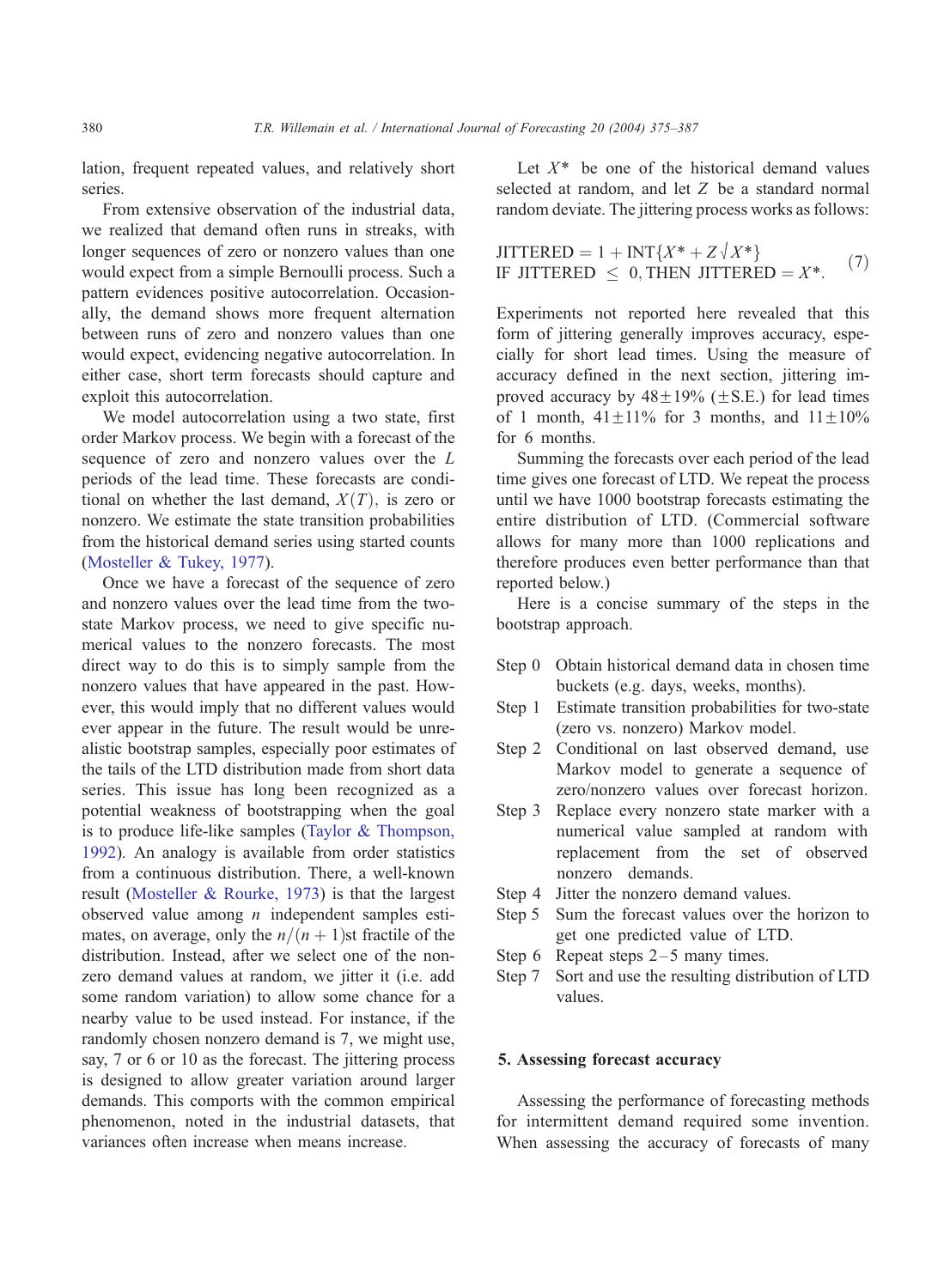lation, frequent repeated values, and relatively short series.

From extensive observation of the industrial data, we realized that demand often runs in streaks, with longer sequences of zero or nonzero values than one would expect from a simple Bernoulli process. Such a pattern evidences positive autocorrelation. Occasionally, the demand shows more frequent alternation between runs of zero and nonzero values than one would expect, evidencing negative autocorrelation. In either case, short term forecasts should capture and exploit this autocorrelation.

We model autocorrelation using a two state, first order Markov process. We begin with a forecast of the sequence of zero and nonzero values over the $L$ periods of the lead time. These forecasts are conditional on whether the last demand, $X(T)$, is zero or nonzero. We estimate the state transition probabilities from the historical demand series using started counts (Mosteller & Tukey, 1977).

Once we have a forecast of the sequence of zero and nonzero values over the lead time from the two-state Markov process, we need to give specific numerical values to the nonzero forecasts. The most direct way to do this is to simply sample from the nonzero values that have appeared in the past. However, this would imply that no different values would ever appear in the future. The result would be unrealistic bootstrap samples, especially poor estimates of the tails of the LTD distribution made from short data series. This issue has long been recognized as a potential weakness of bootstrapping when the goal is to produce life-like samples (Taylor & Thompson, 1992). An analogy is available from order statistics from a continuous distribution. There, a well-known result (Mosteller & Rourke, 1973) is that the largest observed value among $n$ independent samples estimates, on average, only the $n/(n+1)$st fractile of the distribution. Instead, after we select one of the nonzero demand values at random, we jitter it (i.e. add some random variation) to allow some chance for a nearby value to be used instead. For instance, if the randomly chosen nonzero demand is 7, we might use, say, 7 or 6 or 10 as the forecast. The jittering process is designed to allow greater variation around larger demands. This comports with the common empirical phenomenon, noted in the industrial datasets, that variances often increase when means increase.

Let $X^*$ be one of the historical demand values selected at random, and let $Z$ be a standard normal random deviate. The jittering process works as follows:

$$
\begin{aligned}
&\text{JITTERED} = 1 + \text{INT}\{X^* + Z\sqrt{X^*}\} \\
&\text{IF JITTERED} \leq 0, \text{THEN JITTERED} = X^*.
\end{aligned}
\tag{7}
$$

Experiments not reported here revealed that this form of jittering generally improves accuracy, especially for short lead times. Using the measure of accuracy defined in the next section, jittering improved accuracy by $48 \pm 19\%$ ($\pm$S.E.) for lead times of 1 month, $41 \pm 11\%$ for 3 months, and $11 \pm 10\%$ for 6 months.

Summing the forecasts over each period of the lead time gives one forecast of LTD. We repeat the process until we have 1000 bootstrap forecasts estimating the entire distribution of LTD. (Commercial software allows for many more than 1000 replications and therefore produces even better performance than that reported below.)

Here is a concise summary of the steps in the bootstrap approach.

- Step 0 Obtain historical demand data in chosen time buckets (e.g. days, weeks, months).
- Step 1 Estimate transition probabilities for two-state (zero vs. nonzero) Markov model.
- Step 2 Conditional on last observed demand, use Markov model to generate a sequence of zero/nonzero values over forecast horizon.
- Step 3 Replace every nonzero state marker with a numerical value sampled at random with replacement from the set of observed nonzero demands.
- Step 4 Jitter the nonzero demand values.
- Step 5 Sum the forecast values over the horizon to get one predicted value of LTD.
- Step 6 Repeat steps 2–5 many times.
- Step 7 Sort and use the resulting distribution of LTD values.

## 5. Assessing forecast accuracy

Assessing the performance of forecasting methods for intermittent demand required some invention. When assessing the accuracy of forecasts of many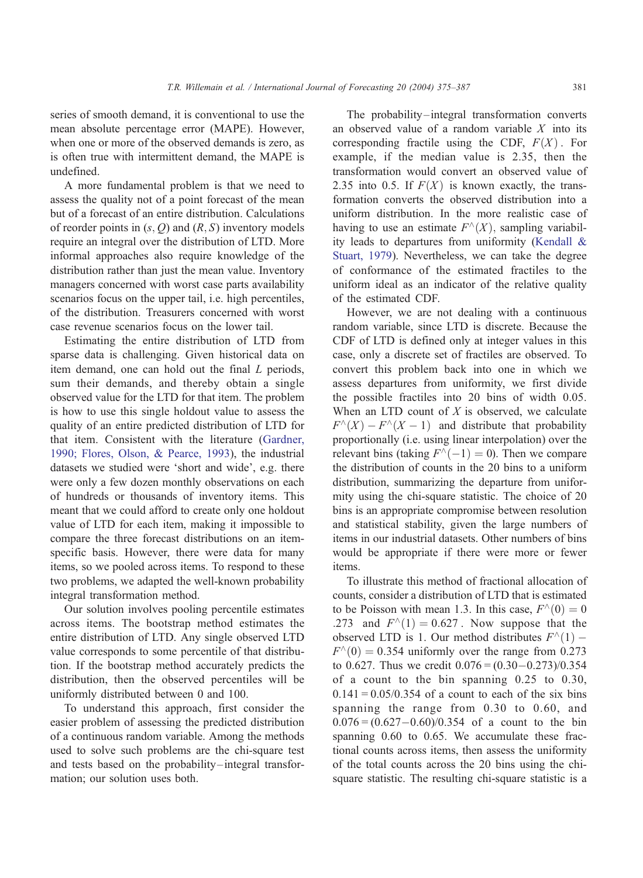series of smooth demand, it is conventional to use the mean absolute percentage error (MAPE). However, when one or more of the observed demands is zero, as is often true with intermittent demand, the MAPE is undefined.

A more fundamental problem is that we need to assess the quality not of a point forecast of the mean but of a forecast of an entire distribution. Calculations of reorder points in $(s, Q)$ and $(R, S)$ inventory models require an integral over the distribution of LTD. More informal approaches also require knowledge of the distribution rather than just the mean value. Inventory managers concerned with worst case parts availability scenarios focus on the upper tail, i.e. high percentiles, of the distribution. Treasurers concerned with worst case revenue scenarios focus on the lower tail.

Estimating the entire distribution of LTD from sparse data is challenging. Given historical data on item demand, one can hold out the final $L$ periods, sum their demands, and thereby obtain a single observed value for the LTD for that item. The problem is how to use this single holdout value to assess the quality of an entire predicted distribution of LTD for that item. Consistent with the literature (Gardner, 1990; Flores, Olson, & Pearce, 1993), the industrial datasets we studied were 'short and wide', e.g. there were only a few dozen monthly observations on each of hundreds or thousands of inventory items. This meant that we could afford to create only one holdout value of LTD for each item, making it impossible to compare the three forecast distributions on an item-specific basis. However, there were data for many items, so we pooled across items. To respond to these two problems, we adapted the well-known probability integral transformation method.

Our solution involves pooling percentile estimates across items. The bootstrap method estimates the entire distribution of LTD. Any single observed LTD value corresponds to some percentile of that distribution. If the bootstrap method accurately predicts the distribution, then the observed percentiles will be uniformly distributed between 0 and 100.

To understand this approach, first consider the easier problem of assessing the predicted distribution of a continuous random variable. Among the methods used to solve such problems are the chi-square test and tests based on the probability–integral transformation; our solution uses both.

The probability–integral transformation converts an observed value of a random variable $X$ into its corresponding fractile using the CDF, $F(X)$. For example, if the median value is 2.35, then the transformation would convert an observed value of 2.35 into 0.5. If $F(X)$ is known exactly, the transformation converts the observed distribution into a uniform distribution. In the more realistic case of having to use an estimate $F^{\wedge}(X)$, sampling variability leads to departures from uniformity (Kendall & Stuart, 1979). Nevertheless, we can take the degree of conformance of the estimated fractiles to the uniform ideal as an indicator of the relative quality of the estimated CDF.

However, we are not dealing with a continuous random variable, since LTD is discrete. Because the CDF of LTD is defined only at integer values in this case, only a discrete set of fractiles are observed. To convert this problem back into one in which we assess departures from uniformity, we first divide the possible fractiles into 20 bins of width 0.05. When an LTD count of $X$ is observed, we calculate $F^{\wedge}(X) - F^{\wedge}(X-1)$ and distribute that probability proportionally (i.e. using linear interpolation) over the relevant bins (taking $F^{\wedge}(-1) = 0$). Then we compare the distribution of counts in the 20 bins to a uniform distribution, summarizing the departure from uniformity using the chi-square statistic. The choice of 20 bins is an appropriate compromise between resolution and statistical stability, given the large numbers of items in our industrial datasets. Other numbers of bins would be appropriate if there were more or fewer items.

To illustrate this method of fractional allocation of counts, consider a distribution of LTD that is estimated to be Poisson with mean 1.3. In this case, $F^{\wedge}(0) = 0.273$ and $F^{\wedge}(1) = 0.627$. Now suppose that the observed LTD is 1. Our method distributes $F^{\wedge}(1) - F^{\wedge}(0) = 0.354$ uniformly over the range from 0.273 to 0.627. Thus we credit $0.076 = (0.30-0.273)/0.354$ of a count to the bin spanning 0.25 to 0.30, $0.141 = 0.05/0.354$ of a count to each of the six bins spanning the range from 0.30 to 0.60, and $0.076 = (0.627-0.60)/0.354$ of a count to the bin spanning 0.60 to 0.65. We accumulate these fractional counts across items, then assess the uniformity of the total counts across the 20 bins using the chi-square statistic. The resulting chi-square statistic is a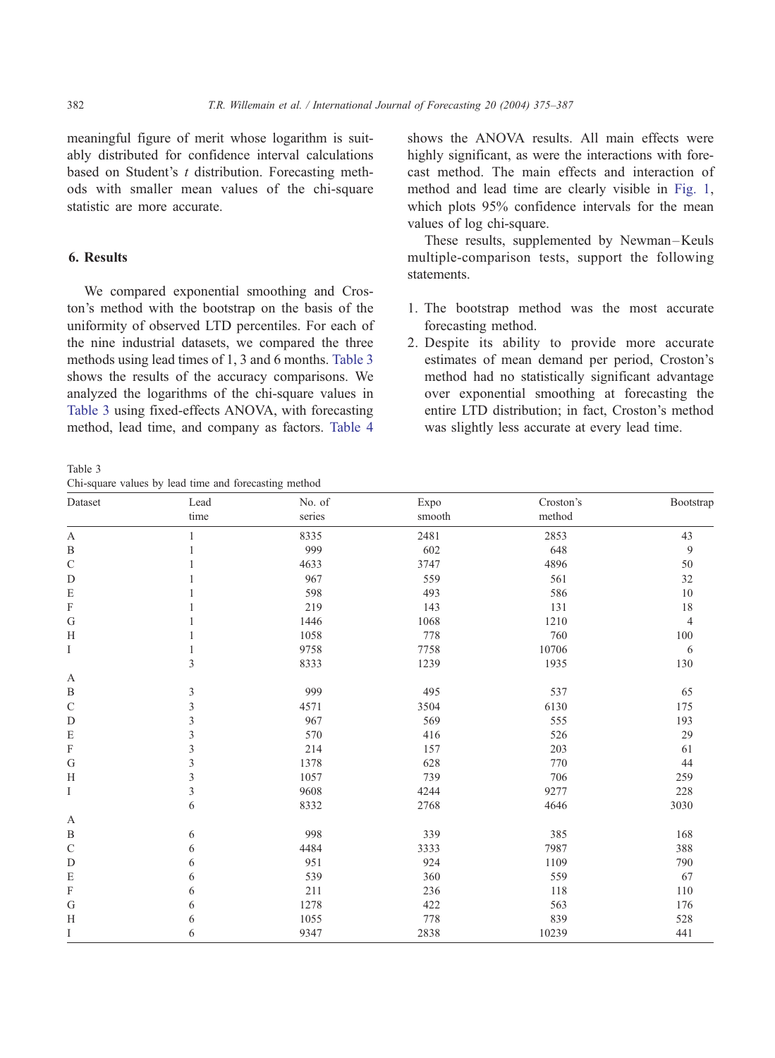meaningful figure of merit whose logarithm is suitably distributed for confidence interval calculations based on Student's *t* distribution. Forecasting methods with smaller mean values of the chi-square statistic are more accurate.

## 6. Results

We compared exponential smoothing and Croston's method with the bootstrap on the basis of the uniformity of observed LTD percentiles. For each of the nine industrial datasets, we compared the three methods using lead times of 1, 3 and 6 months. Table 3 shows the results of the accuracy comparisons. We analyzed the logarithms of the chi-square values in Table 3 using fixed-effects ANOVA, with forecasting method, lead time, and company as factors. Table 4 shows the ANOVA results. All main effects were highly significant, as were the interactions with forecast method. The main effects and interaction of method and lead time are clearly visible in Fig. 1, which plots 95% confidence intervals for the mean values of log chi-square.

These results, supplemented by Newman–Keuls multiple-comparison tests, support the following statements.

1. The bootstrap method was the most accurate forecasting method.
2. Despite its ability to provide more accurate estimates of mean demand per period, Croston's method had no statistically significant advantage over exponential smoothing at forecasting the entire LTD distribution; in fact, Croston's method was slightly less accurate at every lead time.

Table 3
Chi-square values by lead time and forecasting method

| Dataset | Lead time | No. of series | Expo smooth | Croston's method | Bootstrap |
|---|---|---|---|---|---|
| A | 1 | 8335 | 2481 | 2853 | 43 |
| B | 1 | 999 | 602 | 648 | 9 |
| C | 1 | 4633 | 3747 | 4896 | 50 |
| D | 1 | 967 | 559 | 561 | 32 |
| E | 1 | 598 | 493 | 586 | 10 |
| F | 1 | 219 | 143 | 131 | 18 |
| G | 1 | 1446 | 1068 | 1210 | 4 |
| H | 1 | 1058 | 778 | 760 | 100 |
| I | 1 | 9758 | 7758 | 10706 | 6 |
| A | 3 | 8333 | 1239 | 1935 | 130 |
| B | 3 | 999 | 495 | 537 | 65 |
| C | 3 | 4571 | 3504 | 6130 | 175 |
| D | 3 | 967 | 569 | 555 | 193 |
| E | 3 | 570 | 416 | 526 | 29 |
| F | 3 | 214 | 157 | 203 | 61 |
| G | 3 | 1378 | 628 | 770 | 44 |
| H | 3 | 1057 | 739 | 706 | 259 |
| I | 3 | 9608 | 4244 | 9277 | 228 |
| A | 6 | 8332 | 2768 | 4646 | 3030 |
| B | 6 | 998 | 339 | 385 | 168 |
| C | 6 | 4484 | 3333 | 7987 | 388 |
| D | 6 | 951 | 924 | 1109 | 790 |
| E | 6 | 539 | 360 | 559 | 67 |
| F | 6 | 211 | 236 | 118 | 110 |
| G | 6 | 1278 | 422 | 563 | 176 |
| H | 6 | 1055 | 778 | 839 | 528 |
| I | 6 | 9347 | 2838 | 10239 | 441 |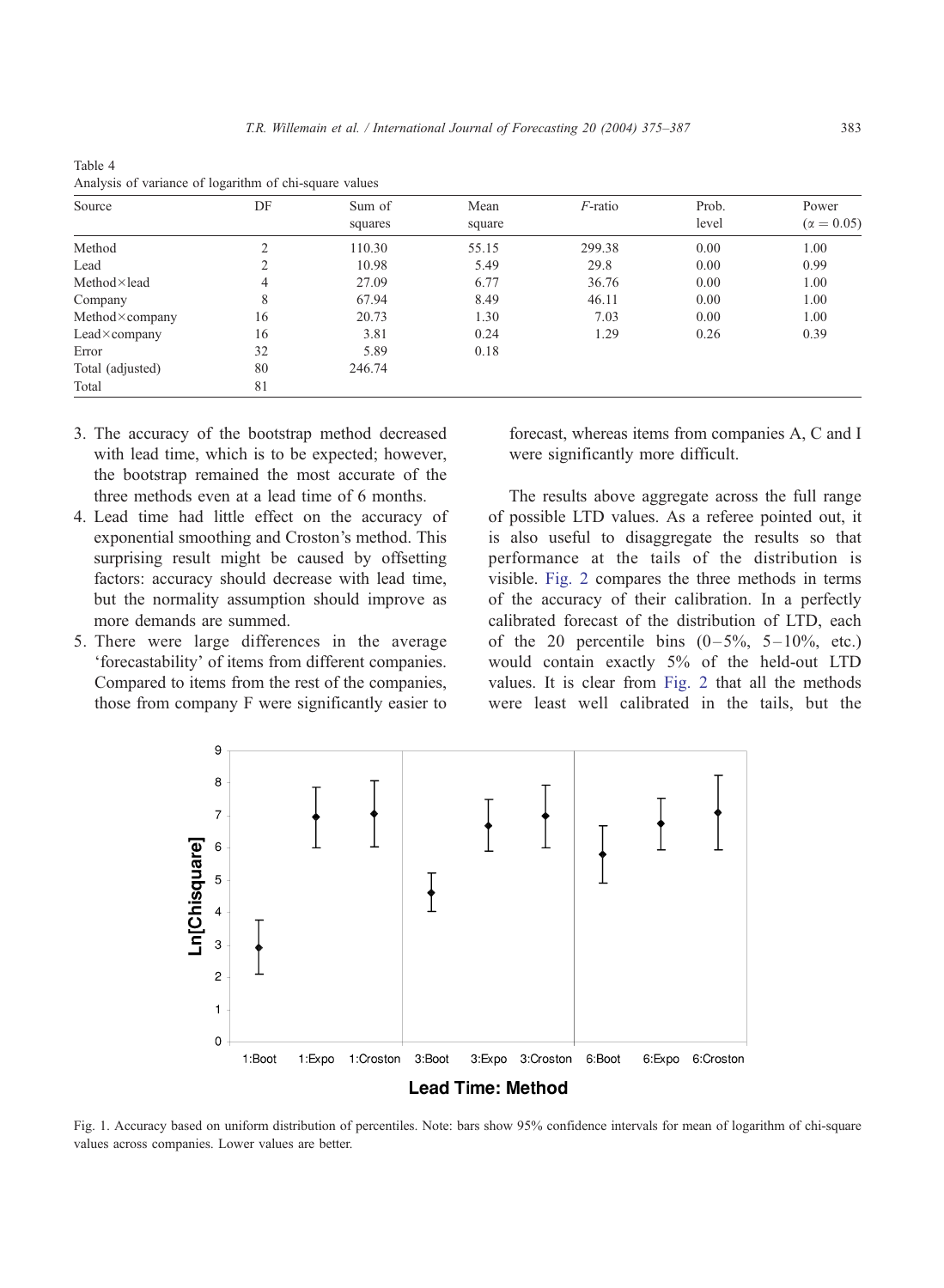Table 4
Analysis of variance of logarithm of chi-square values

| Source | DF | Sum of squares | Mean square | *F*-ratio | Prob. level | Power ($\alpha = 0.05$) |
|---|---|---|---|---|---|---|
| Method | 2 | 110.30 | 55.15 | 299.38 | 0.00 | 1.00 |
| Lead | 2 | 10.98 | 5.49 | 29.8 | 0.00 | 0.99 |
| Method×lead | 4 | 27.09 | 6.77 | 36.76 | 0.00 | 1.00 |
| Company | 8 | 67.94 | 8.49 | 46.11 | 0.00 | 1.00 |
| Method×company | 16 | 20.73 | 1.30 | 7.03 | 0.00 | 1.00 |
| Lead×company | 16 | 3.81 | 0.24 | 1.29 | 0.26 | 0.39 |
| Error | 32 | 5.89 | 0.18 | | | |
| Total (adjusted) | 80 | 246.74 | | | | |
| Total | 81 | | | | | |

3. The accuracy of the bootstrap method decreased with lead time, which is to be expected; however, the bootstrap remained the most accurate of the three methods even at a lead time of 6 months.
4. Lead time had little effect on the accuracy of exponential smoothing and Croston's method. This surprising result might be caused by offsetting factors: accuracy should decrease with lead time, but the normality assumption should improve as more demands are summed.
5. There were large differences in the average 'forecastability' of items from different companies. Compared to items from the rest of the companies, those from company F were significantly easier to forecast, whereas items from companies A, C and I were significantly more difficult.

The results above aggregate across the full range of possible LTD values. As a referee pointed out, it is also useful to disaggregate the results so that performance at the tails of the distribution is visible. Fig. 2 compares the three methods in terms of the accuracy of their calibration. In a perfectly calibrated forecast of the distribution of LTD, each of the 20 percentile bins (0–5%, 5–10%, etc.) would contain exactly 5% of the held-out LTD values. It is clear from Fig. 2 that all the methods were least well calibrated in the tails, but the

Fig. 1. Accuracy based on uniform distribution of percentiles. Note: bars show 95% confidence intervals for mean of logarithm of chi-square values across companies. Lower values are better.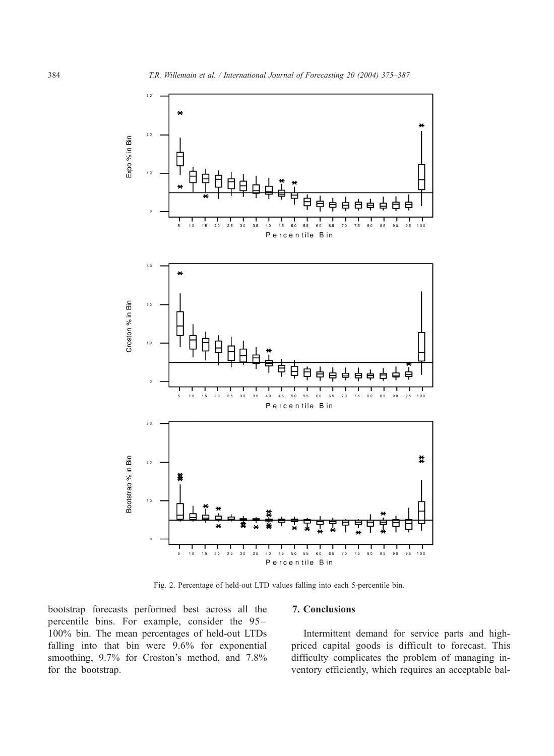Fig. 2. Percentage of held-out LTD values falling into each 5-percentile bin.

bootstrap forecasts performed best across all the percentile bins. For example, consider the 95–100% bin. The mean percentages of held-out LTDs falling into that bin were 9.6% for exponential smoothing, 9.7% for Croston's method, and 7.8% for the bootstrap.

## 7. Conclusions

Intermittent demand for service parts and high-priced capital goods is difficult to forecast. This difficulty complicates the problem of managing inventory efficiently, which requires an acceptable bal-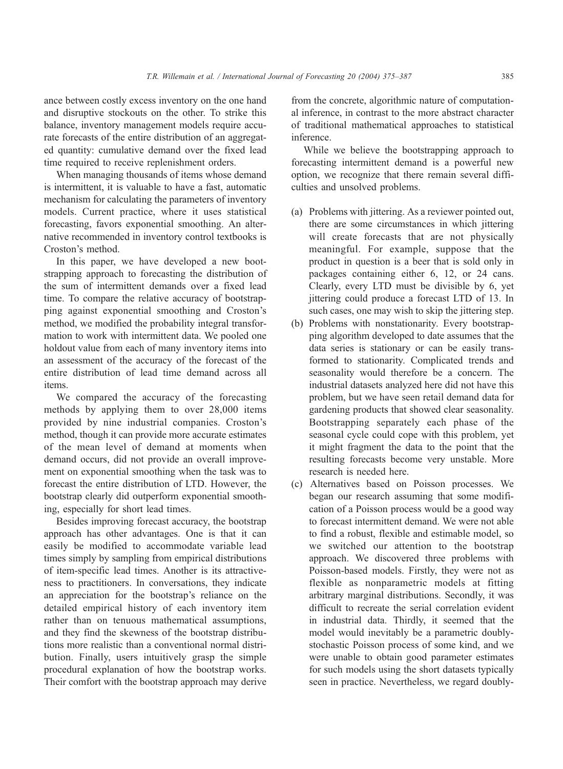ance between costly excess inventory on the one hand and disruptive stockouts on the other. To strike this balance, inventory management models require accurate forecasts of the entire distribution of an aggregated quantity: cumulative demand over the fixed lead time required to receive replenishment orders.

When managing thousands of items whose demand is intermittent, it is valuable to have a fast, automatic mechanism for calculating the parameters of inventory models. Current practice, where it uses statistical forecasting, favors exponential smoothing. An alternative recommended in inventory control textbooks is Croston's method.

In this paper, we have developed a new bootstrapping approach to forecasting the distribution of the sum of intermittent demands over a fixed lead time. To compare the relative accuracy of bootstrapping against exponential smoothing and Croston's method, we modified the probability integral transformation to work with intermittent data. We pooled one holdout value from each of many inventory items into an assessment of the accuracy of the forecast of the entire distribution of lead time demand across all items.

We compared the accuracy of the forecasting methods by applying them to over 28,000 items provided by nine industrial companies. Croston's method, though it can provide more accurate estimates of the mean level of demand at moments when demand occurs, did not provide an overall improvement on exponential smoothing when the task was to forecast the entire distribution of LTD. However, the bootstrap clearly did outperform exponential smoothing, especially for short lead times.

Besides improving forecast accuracy, the bootstrap approach has other advantages. One is that it can easily be modified to accommodate variable lead times simply by sampling from empirical distributions of item-specific lead times. Another is its attractiveness to practitioners. In conversations, they indicate an appreciation for the bootstrap's reliance on the detailed empirical history of each inventory item rather than on tenuous mathematical assumptions, and they find the skewness of the bootstrap distributions more realistic than a conventional normal distribution. Finally, users intuitively grasp the simple procedural explanation of how the bootstrap works. Their comfort with the bootstrap approach may derive from the concrete, algorithmic nature of computational inference, in contrast to the more abstract character of traditional mathematical approaches to statistical inference.

While we believe the bootstrapping approach to forecasting intermittent demand is a powerful new option, we recognize that there remain several difficulties and unsolved problems.

(a) Problems with jittering. As a reviewer pointed out, there are some circumstances in which jittering will create forecasts that are not physically meaningful. For example, suppose that the product in question is a beer that is sold only in packages containing either 6, 12, or 24 cans. Clearly, every LTD must be divisible by 6, yet jittering could produce a forecast LTD of 13. In such cases, one may wish to skip the jittering step.

(b) Problems with nonstationarity. Every bootstrapping algorithm developed to date assumes that the data series is stationary or can be easily transformed to stationarity. Complicated trends and seasonality would therefore be a concern. The industrial datasets analyzed here did not have this problem, but we have seen retail demand data for gardening products that showed clear seasonality. Bootstrapping separately each phase of the seasonal cycle could cope with this problem, yet it might fragment the data to the point that the resulting forecasts become very unstable. More research is needed here.

(c) Alternatives based on Poisson processes. We began our research assuming that some modification of a Poisson process would be a good way to forecast intermittent demand. We were not able to find a robust, flexible and estimable model, so we switched our attention to the bootstrap approach. We discovered three problems with Poisson-based models. Firstly, they were not as flexible as nonparametric models at fitting arbitrary marginal distributions. Secondly, it was difficult to recreate the serial correlation evident in industrial data. Thirdly, it seemed that the model would inevitably be a parametric doubly-stochastic Poisson process of some kind, and we were unable to obtain good parameter estimates for such models using the short datasets typically seen in practice. Nevertheless, we regard doubly-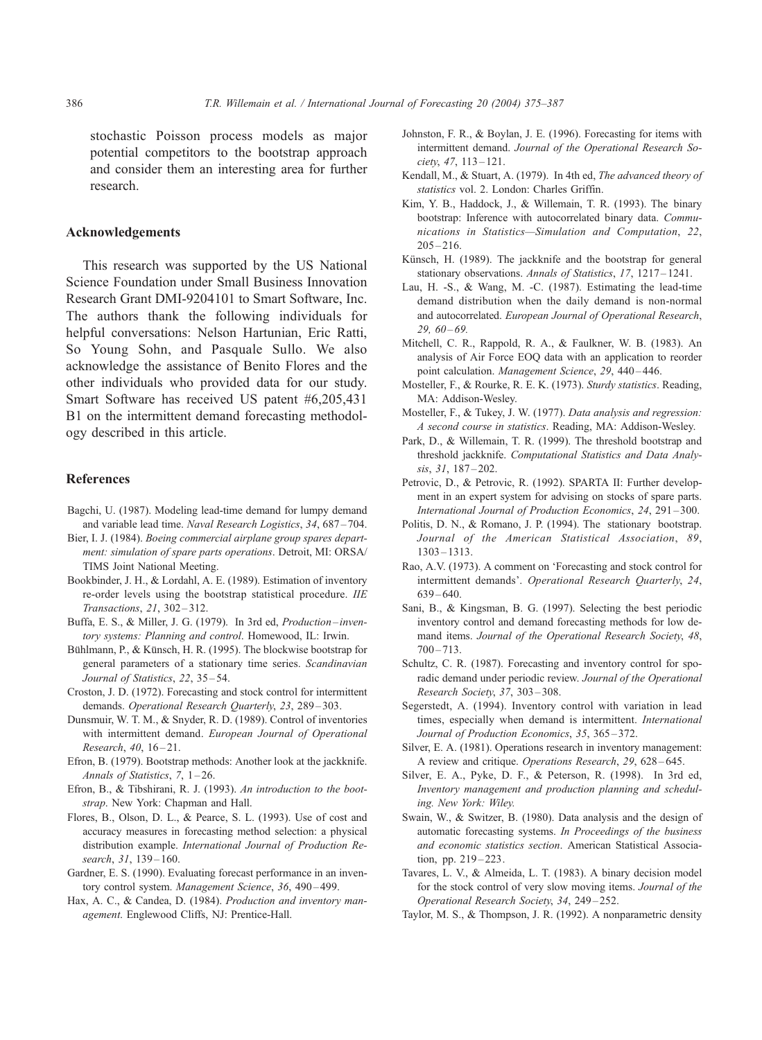stochastic Poisson process models as major potential competitors to the bootstrap approach and consider them an interesting area for further research.

## Acknowledgements

This research was supported by the US National Science Foundation under Small Business Innovation Research Grant DMI-9204101 to Smart Software, Inc. The authors thank the following individuals for helpful conversations: Nelson Hartunian, Eric Ratti, So Young Sohn, and Pasquale Sullo. We also acknowledge the assistance of Benito Flores and the other individuals who provided data for our study. Smart Software has received US patent #6,205,431 B1 on the intermittent demand forecasting methodology described in this article.

## References

Bagchi, U. (1987). Modeling lead-time demand for lumpy demand and variable lead time. *Naval Research Logistics*, *34*, 687–704.

Bier, I. J. (1984). *Boeing commercial airplane group spares department: simulation of spare parts operations*. Detroit, MI: ORSA/TIMS Joint National Meeting.

Bookbinder, J. H., & Lordahl, A. E. (1989). Estimation of inventory re-order levels using the bootstrap statistical procedure. *IIE Transactions*, *21*, 302–312.

Buffa, E. S., & Miller, J. G. (1979). In 3rd ed, *Production–inventory systems: Planning and control*. Homewood, IL: Irwin.

Bühlmann, P., & Künsch, H. R. (1995). The blockwise bootstrap for general parameters of a stationary time series. *Scandinavian Journal of Statistics*, *22*, 35–54.

Croston, J. D. (1972). Forecasting and stock control for intermittent demands. *Operational Research Quarterly*, *23*, 289–303.

Dunsmuir, W. T. M., & Snyder, R. D. (1989). Control of inventories with intermittent demand. *European Journal of Operational Research*, *40*, 16–21.

Efron, B. (1979). Bootstrap methods: Another look at the jackknife. *Annals of Statistics*, *7*, 1–26.

Efron, B., & Tibshirani, R. J. (1993). *An introduction to the bootstrap*. New York: Chapman and Hall.

Flores, B., Olson, D. L., & Pearce, S. L. (1993). Use of cost and accuracy measures in forecasting method selection: a physical distribution example. *International Journal of Production Research*, *31*, 139–160.

Gardner, E. S. (1990). Evaluating forecast performance in an inventory control system. *Management Science*, *36*, 490–499.

Hax, A. C., & Candea, D. (1984). *Production and inventory management*. Englewood Cliffs, NJ: Prentice-Hall.

Johnston, F. R., & Boylan, J. E. (1996). Forecasting for items with intermittent demand. *Journal of the Operational Research Society*, *47*, 113–121.

Kendall, M., & Stuart, A. (1979). In 4th ed, *The advanced theory of statistics* vol. 2. London: Charles Griffin.

Kim, Y. B., Haddock, J., & Willemain, T. R. (1993). The binary bootstrap: Inference with autocorrelated binary data. *Communications in Statistics—Simulation and Computation*, *22*, 205–216.

Künsch, H. (1989). The jackknife and the bootstrap for general stationary observations. *Annals of Statistics*, *17*, 1217–1241.

Lau, H. -S., & Wang, M. -C. (1987). Estimating the lead-time demand distribution when the daily demand is non-normal and autocorrelated. *European Journal of Operational Research*, *29, 60–69.*

Mitchell, C. R., Rappold, R. A., & Faulkner, W. B. (1983). An analysis of Air Force EOQ data with an application to reorder point calculation. *Management Science*, *29*, 440–446.

Mosteller, F., & Rourke, R. E. K. (1973). *Sturdy statistics*. Reading, MA: Addison-Wesley.

Mosteller, F., & Tukey, J. W. (1977). *Data analysis and regression: A second course in statistics*. Reading, MA: Addison-Wesley.

Park, D., & Willemain, T. R. (1999). The threshold bootstrap and threshold jackknife. *Computational Statistics and Data Analysis*, *31*, 187–202.

Petrovic, D., & Petrovic, R. (1992). SPARTA II: Further development in an expert system for advising on stocks of spare parts. *International Journal of Production Economics*, *24*, 291–300.

Politis, D. N., & Romano, J. P. (1994). The stationary bootstrap. *Journal of the American Statistical Association*, *89*, 1303–1313.

Rao, A.V. (1973). A comment on 'Forecasting and stock control for intermittent demands'. *Operational Research Quarterly*, *24*, 639–640.

Sani, B., & Kingsman, B. G. (1997). Selecting the best periodic inventory control and demand forecasting methods for low demand items. *Journal of the Operational Research Society*, *48*, 700–713.

Schultz, C. R. (1987). Forecasting and inventory control for sporadic demand under periodic review. *Journal of the Operational Research Society*, *37*, 303–308.

Segerstedt, A. (1994). Inventory control with variation in lead times, especially when demand is intermittent. *International Journal of Production Economics*, *35*, 365–372.

Silver, E. A. (1981). Operations research in inventory management: A review and critique. *Operations Research*, *29*, 628–645.

Silver, E. A., Pyke, D. F., & Peterson, R. (1998). In 3rd ed, *Inventory management and production planning and scheduling. New York: Wiley.*

Swain, W., & Switzer, B. (1980). Data analysis and the design of automatic forecasting systems. *In Proceedings of the business and economic statistics section*. American Statistical Association, pp. 219–223.

Tavares, L. V., & Almeida, L. T. (1983). A binary decision model for the stock control of very slow moving items. *Journal of the Operational Research Society*, *34*, 249–252.

Taylor, M. S., & Thompson, J. R. (1992). A nonparametric density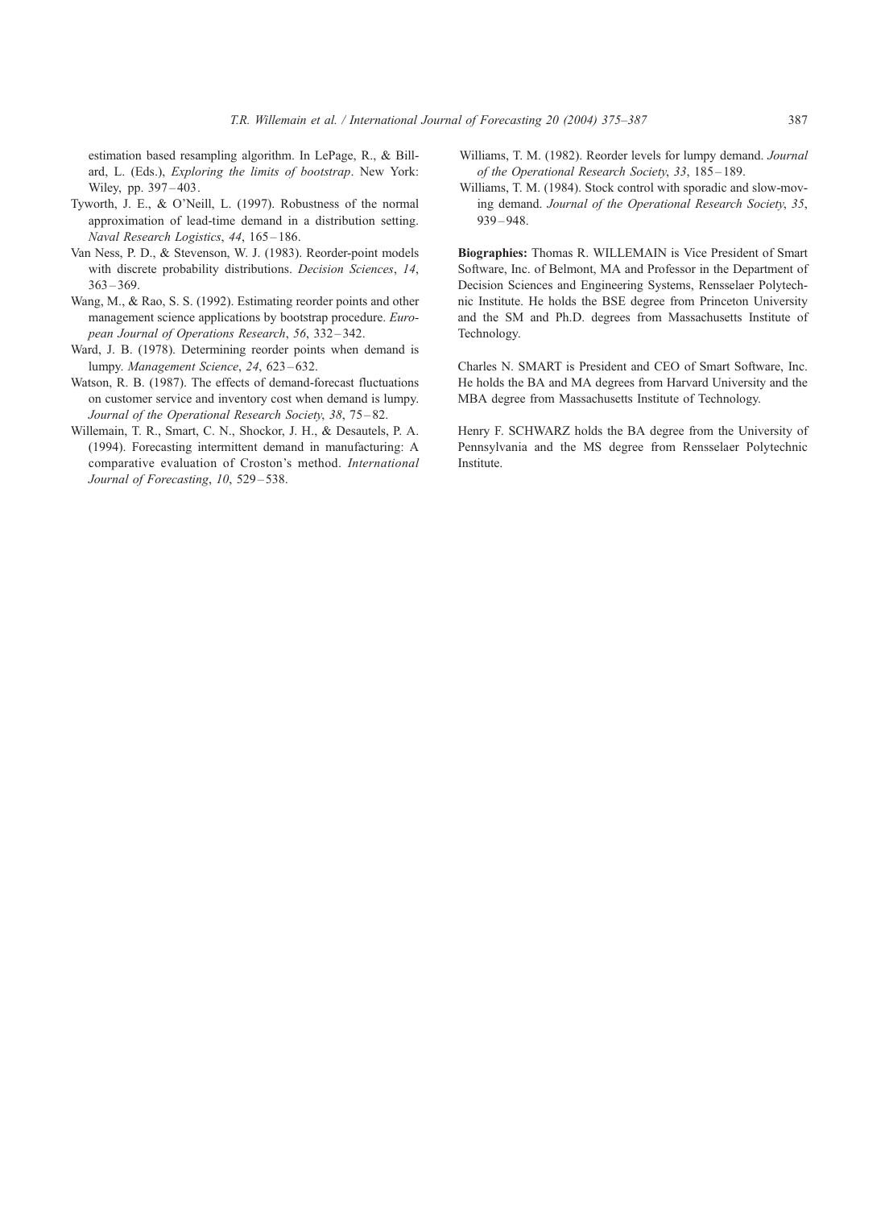estimation based resampling algorithm. In LePage, R., & Billard, L. (Eds.), *Exploring the limits of bootstrap*. New York: Wiley, pp. 397–403.

Tyworth, J. E., & O'Neill, L. (1997). Robustness of the normal approximation of lead-time demand in a distribution setting. *Naval Research Logistics*, *44*, 165–186.

Van Ness, P. D., & Stevenson, W. J. (1983). Reorder-point models with discrete probability distributions. *Decision Sciences*, *14*, 363–369.

Wang, M., & Rao, S. S. (1992). Estimating reorder points and other management science applications by bootstrap procedure. *European Journal of Operations Research*, *56*, 332–342.

Ward, J. B. (1978). Determining reorder points when demand is lumpy. *Management Science*, *24*, 623–632.

Watson, R. B. (1987). The effects of demand-forecast fluctuations on customer service and inventory cost when demand is lumpy. *Journal of the Operational Research Society*, *38*, 75–82.

Willemain, T. R., Smart, C. N., Shockor, J. H., & Desautels, P. A. (1994). Forecasting intermittent demand in manufacturing: A comparative evaluation of Croston's method. *International Journal of Forecasting*, *10*, 529–538.

Williams, T. M. (1982). Reorder levels for lumpy demand. *Journal of the Operational Research Society*, *33*, 185–189.

Williams, T. M. (1984). Stock control with sporadic and slow-moving demand. *Journal of the Operational Research Society*, *35*, 939–948.

**Biographies:** Thomas R. WILLEMAIN is Vice President of Smart Software, Inc. of Belmont, MA and Professor in the Department of Decision Sciences and Engineering Systems, Rensselaer Polytechnic Institute. He holds the BSE degree from Princeton University and the SM and Ph.D. degrees from Massachusetts Institute of Technology.

Charles N. SMART is President and CEO of Smart Software, Inc. He holds the BA and MA degrees from Harvard University and the MBA degree from Massachusetts Institute of Technology.

Henry F. SCHWARZ holds the BA degree from the University of Pennsylvania and the MS degree from Rensselaer Polytechnic Institute.